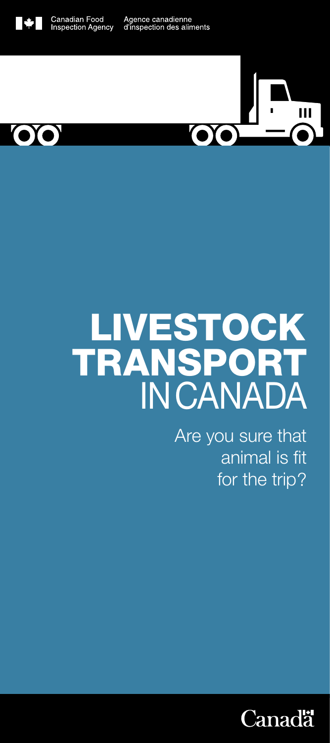Canadian Food Inspection Agency
Agence canadienne d'inspection des aliments

# LIVESTOCK TRANSPORT IN CANADA

Are you sure that animal is fit for the trip?

Canada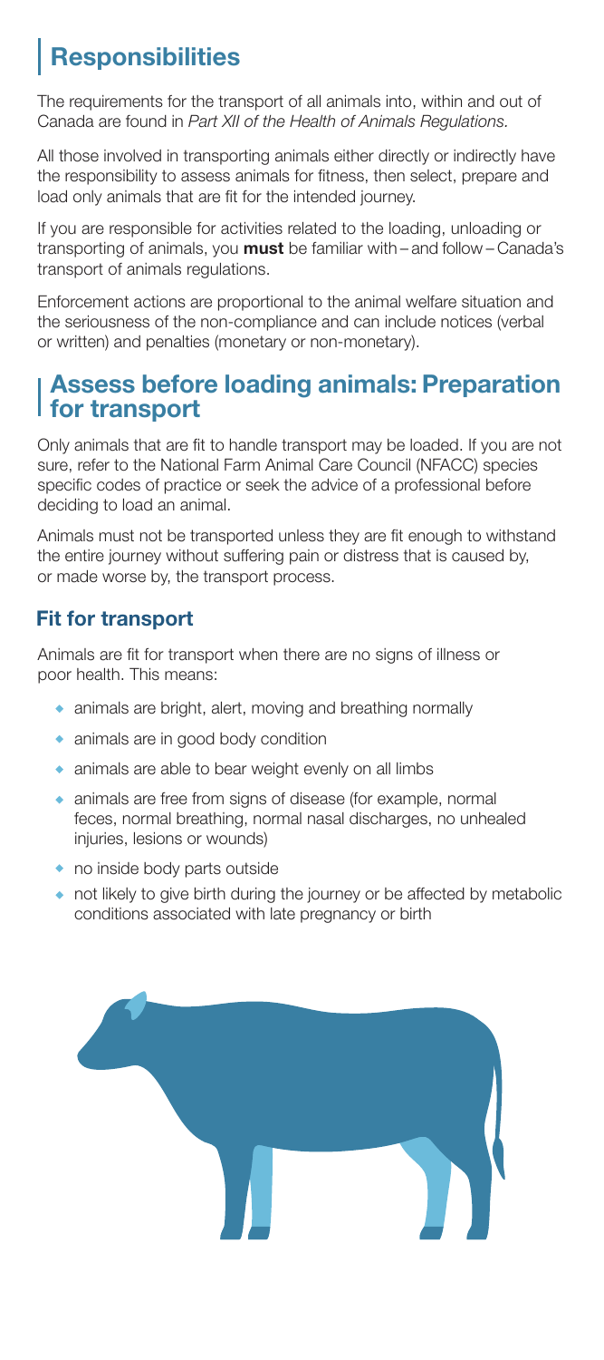## Responsibilities

The requirements for the transport of all animals into, within and out of Canada are found in *Part XII of the Health of Animals Regulations.*

All those involved in transporting animals either directly or indirectly have the responsibility to assess animals for fitness, then select, prepare and load only animals that are fit for the intended journey.

If you are responsible for activities related to the loading, unloading or transporting of animals, you **must** be familiar with – and follow – Canada's transport of animals regulations.

Enforcement actions are proportional to the animal welfare situation and the seriousness of the non-compliance and can include notices (verbal or written) and penalties (monetary or non-monetary).

## Assess before loading animals: Preparation for transport

Only animals that are fit to handle transport may be loaded. If you are not sure, refer to the National Farm Animal Care Council (NFACC) species specific codes of practice or seek the advice of a professional before deciding to load an animal.

Animals must not be transported unless they are fit enough to withstand the entire journey without suffering pain or distress that is caused by, or made worse by, the transport process.

### Fit for transport

Animals are fit for transport when there are no signs of illness or poor health. This means:

- animals are bright, alert, moving and breathing normally
- animals are in good body condition
- animals are able to bear weight evenly on all limbs
- animals are free from signs of disease (for example, normal feces, normal breathing, normal nasal discharges, no unhealed injuries, lesions or wounds)
- no inside body parts outside
- not likely to give birth during the journey or be affected by metabolic conditions associated with late pregnancy or birth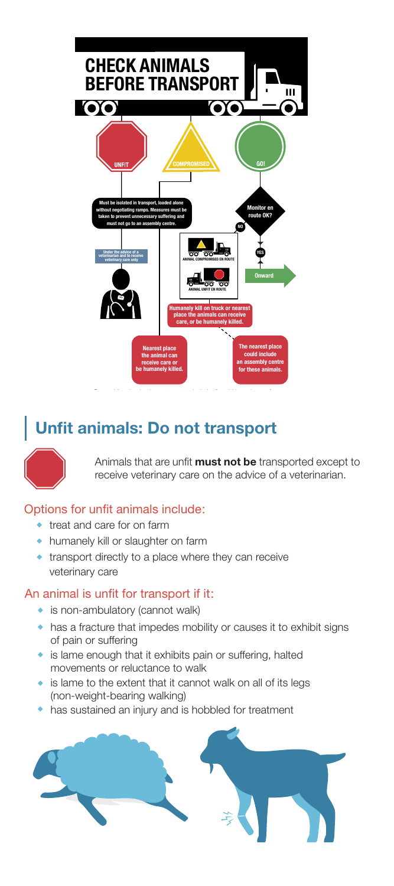# CHECK ANIMALS BEFORE TRANSPORT

UNIT

COMPROMISED

GO!

Must be isolated in transport, loaded alone without negotiating ramps. Measures must be taken to prevent unnecessary suffering and must not go to an assembly centre.

Monitor en route OK?

NO

YES

Under the advice of a veterinarian and to receive veterinary care only

ANIMAL COMPROMISED EN ROUTE

ANIMAL UNFIT EN ROUTE

Onward

Humanely kill on truck or nearest place the animals can receive care, or be humanely killed.

Nearest place the animal can receive care or be humanely killed.

The nearest place could include an assembly centre for these animals.

## Unfit animals: Do not transport

Animals that are unfit **must not be** transported except to receive veterinary care on the advice of a veterinarian.

### Options for unfit animals include:

- treat and care for on farm
- humanely kill or slaughter on farm
- transport directly to a place where they can receive veterinary care

### An animal is unfit for transport if it:

- is non-ambulatory (cannot walk)
- has a fracture that impedes mobility or causes it to exhibit signs of pain or suffering
- is lame enough that it exhibits pain or suffering, halted movements or reluctance to walk
- is lame to the extent that it cannot walk on all of its legs (non-weight-bearing walking)
- has sustained an injury and is hobbled for treatment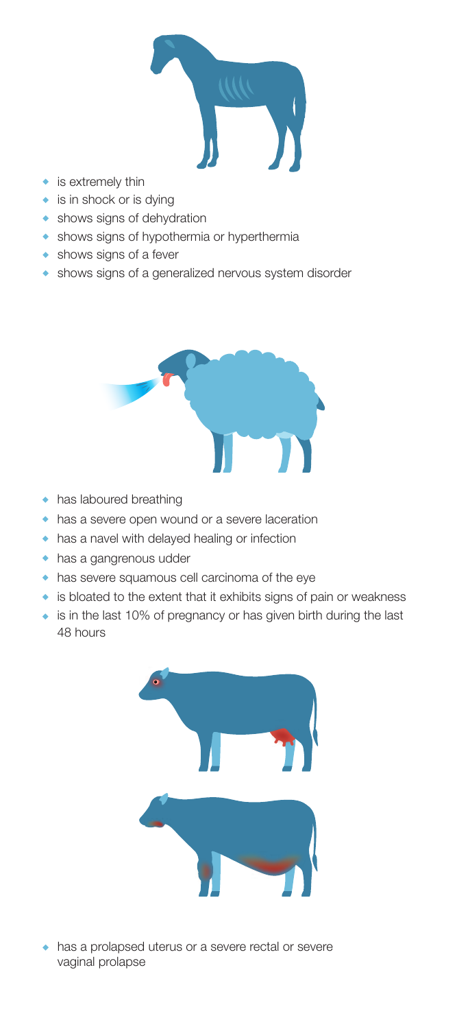- is extremely thin
- is in shock or is dying
- shows signs of dehydration
- shows signs of hypothermia or hyperthermia
- shows signs of a fever
- shows signs of a generalized nervous system disorder

- has laboured breathing
- has a severe open wound or a severe laceration
- has a navel with delayed healing or infection
- has a gangrenous udder
- has severe squamous cell carcinoma of the eye
- is bloated to the extent that it exhibits signs of pain or weakness
- is in the last 10% of pregnancy or has given birth during the last 48 hours

- has a prolapsed uterus or a severe rectal or severe vaginal prolapse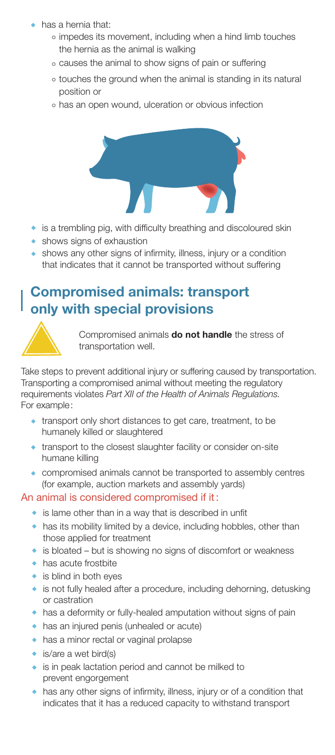- has a hernia that:
  - impedes its movement, including when a hind limb touches the hernia as the animal is walking
  - causes the animal to show signs of pain or suffering
  - touches the ground when the animal is standing in its natural position or
  - has an open wound, ulceration or obvious infection
- is a trembling pig, with difficulty breathing and discoloured skin
- shows signs of exhaustion
- shows any other signs of infirmity, illness, injury or a condition that indicates that it cannot be transported without suffering

## Compromised animals: transport only with special provisions

Compromised animals **do not handle** the stress of transportation well.

Take steps to prevent additional injury or suffering caused by transportation. Transporting a compromised animal without meeting the regulatory requirements violates *Part XII of the Health of Animals Regulations*. For example:

- transport only short distances to get care, treatment, to be humanely killed or slaughtered
- transport to the closest slaughter facility or consider on-site humane killing
- compromised animals cannot be transported to assembly centres (for example, auction markets and assembly yards)

### An animal is considered compromised if it:

- is lame other than in a way that is described in unfit
- has its mobility limited by a device, including hobbles, other than those applied for treatment
- is bloated – but is showing no signs of discomfort or weakness
- has acute frostbite
- is blind in both eyes
- is not fully healed after a procedure, including dehorning, detusking or castration
- has a deformity or fully-healed amputation without signs of pain
- has an injured penis (unhealed or acute)
- has a minor rectal or vaginal prolapse
- is/are a wet bird(s)
- is in peak lactation period and cannot be milked to prevent engorgement
- has any other signs of infirmity, illness, injury or of a condition that indicates that it has a reduced capacity to withstand transport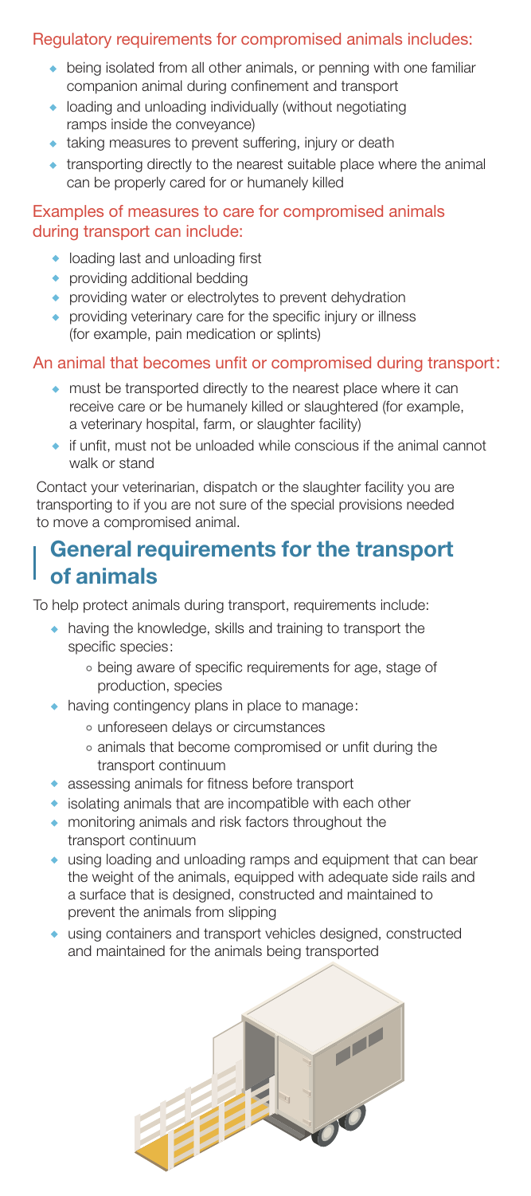### Regulatory requirements for compromised animals includes:

- being isolated from all other animals, or penning with one familiar companion animal during confinement and transport
- loading and unloading individually (without negotiating ramps inside the conveyance)
- taking measures to prevent suffering, injury or death
- transporting directly to the nearest suitable place where the animal can be properly cared for or humanely killed

### Examples of measures to care for compromised animals during transport can include:

- loading last and unloading first
- providing additional bedding
- providing water or electrolytes to prevent dehydration
- providing veterinary care for the specific injury or illness (for example, pain medication or splints)

### An animal that becomes unfit or compromised during transport:

- must be transported directly to the nearest place where it can receive care or be humanely killed or slaughtered (for example, a veterinary hospital, farm, or slaughter facility)
- if unfit, must not be unloaded while conscious if the animal cannot walk or stand

Contact your veterinarian, dispatch or the slaughter facility you are transporting to if you are not sure of the special provisions needed to move a compromised animal.

## General requirements for the transport of animals

To help protect animals during transport, requirements include:

- having the knowledge, skills and training to transport the specific species:
  - being aware of specific requirements for age, stage of production, species
- having contingency plans in place to manage:
  - unforeseen delays or circumstances
  - animals that become compromised or unfit during the transport continuum
- assessing animals for fitness before transport
- isolating animals that are incompatible with each other
- monitoring animals and risk factors throughout the transport continuum
- using loading and unloading ramps and equipment that can bear the weight of the animals, equipped with adequate side rails and a surface that is designed, constructed and maintained to prevent the animals from slipping
- using containers and transport vehicles designed, constructed and maintained for the animals being transported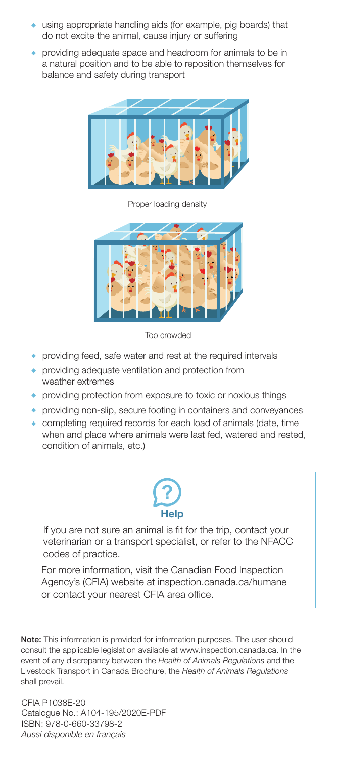- using appropriate handling aids (for example, pig boards) that do not excite the animal, cause injury or suffering
- providing adequate space and headroom for animals to be in a natural position and to be able to reposition themselves for balance and safety during transport

Proper loading density

Too crowded

- providing feed, safe water and rest at the required intervals
- providing adequate ventilation and protection from weather extremes
- providing protection from exposure to toxic or noxious things
- providing non-slip, secure footing in containers and conveyances
- completing required records for each load of animals (date, time when and place where animals were last fed, watered and rested, condition of animals, etc.)

**Help**

If you are not sure an animal is fit for the trip, contact your veterinarian or a transport specialist, or refer to the NFACC codes of practice.

For more information, visit the Canadian Food Inspection Agency's (CFIA) website at inspection.canada.ca/humane or contact your nearest CFIA area office.

**Note:** This information is provided for information purposes. The user should consult the applicable legislation available at www.inspection.canada.ca. In the event of any discrepancy between the *Health of Animals Regulations* and the Livestock Transport in Canada Brochure, the *Health of Animals Regulations* shall prevail.

CFIA P1038E-20
Catalogue No.: A104-195/2020E-PDF
ISBN: 978-0-660-33798-2
*Aussi disponible en français*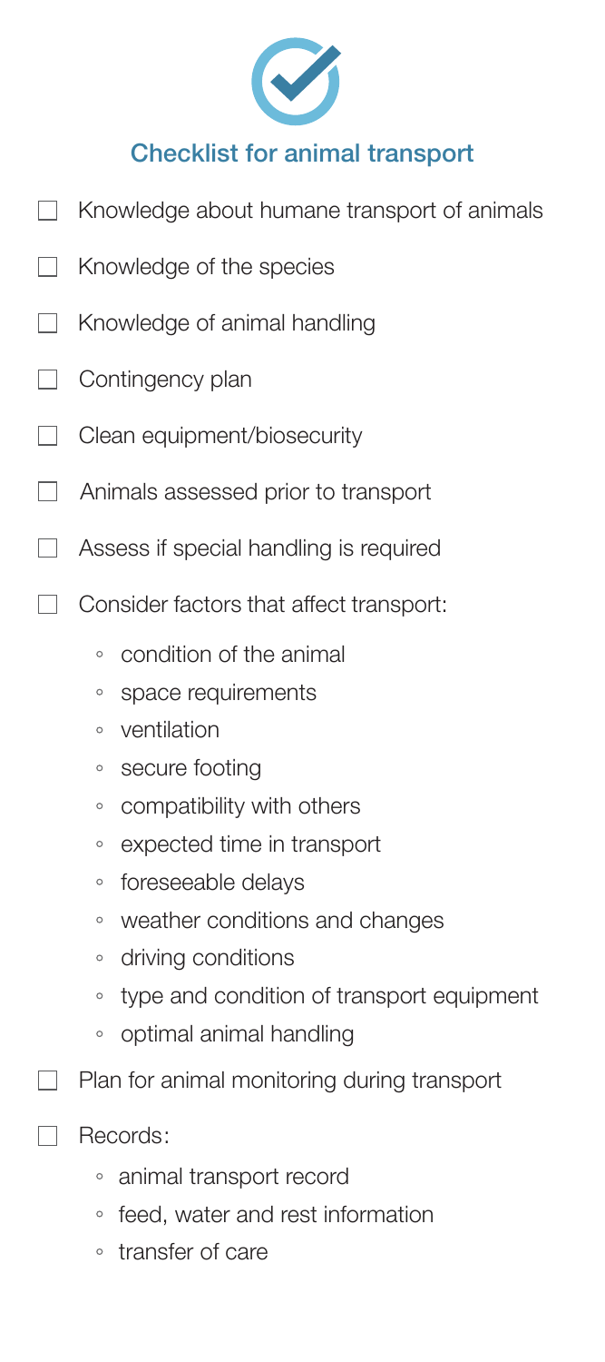## Checklist for animal transport

- [ ] Knowledge about humane transport of animals
- [ ] Knowledge of the species
- [ ] Knowledge of animal handling
- [ ] Contingency plan
- [ ] Clean equipment/biosecurity
- [ ] Animals assessed prior to transport
- [ ] Assess if special handling is required
- [ ] Consider factors that affect transport:
  - condition of the animal
  - space requirements
  - ventilation
  - secure footing
  - compatibility with others
  - expected time in transport
  - foreseeable delays
  - weather conditions and changes
  - driving conditions
  - type and condition of transport equipment
  - optimal animal handling
- [ ] Plan for animal monitoring during transport
- [ ] Records:
  - animal transport record
  - feed, water and rest information
  - transfer of care